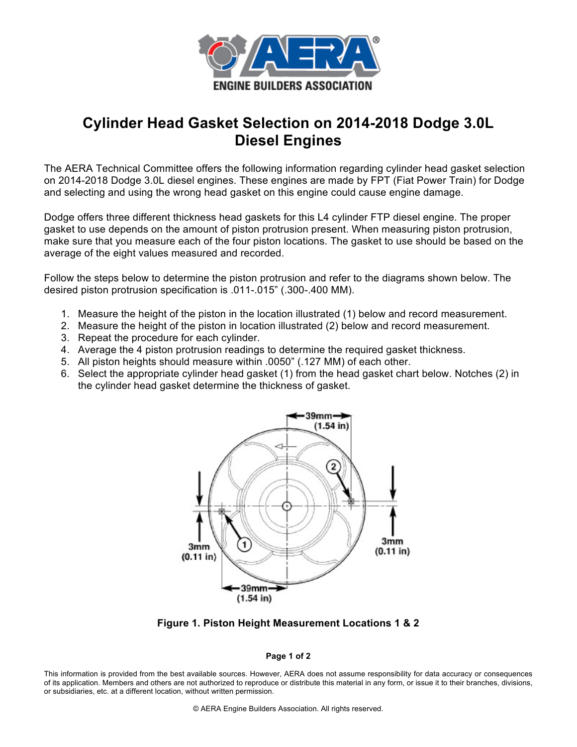# Cylinder Head Gasket Selection on 2014-2018 Dodge 3.0L Diesel Engines

The AERA Technical Committee offers the following information regarding cylinder head gasket selection on 2014-2018 Dodge 3.0L diesel engines. These engines are made by FPT (Fiat Power Train) for Dodge and selecting and using the wrong head gasket on this engine could cause engine damage.

Dodge offers three different thickness head gaskets for this L4 cylinder FTP diesel engine. The proper gasket to use depends on the amount of piston protrusion present. When measuring piston protrusion, make sure that you measure each of the four piston locations. The gasket to use should be based on the average of the eight values measured and recorded.

Follow the steps below to determine the piston protrusion and refer to the diagrams shown below. The desired piston protrusion specification is .011-.015" (.300-.400 MM).

1. Measure the height of the piston in the location illustrated (1) below and record measurement.
2. Measure the height of the piston in location illustrated (2) below and record measurement.
3. Repeat the procedure for each cylinder.
4. Average the 4 piston protrusion readings to determine the required gasket thickness.
5. All piston heights should measure within .0050" (.127 MM) of each other.
6. Select the appropriate cylinder head gasket (1) from the head gasket chart below. Notches (2) in the cylinder head gasket determine the thickness of gasket.

**Figure 1. Piston Height Measurement Locations 1 & 2**

This information is provided from the best available sources. However, AERA does not assume responsibility for data accuracy or consequences of its application. Members and others are not authorized to reproduce or distribute this material in any form, or issue it to their branches, divisions, or subsidiaries, etc. at a different location, without written permission.

© AERA Engine Builders Association. All rights reserved.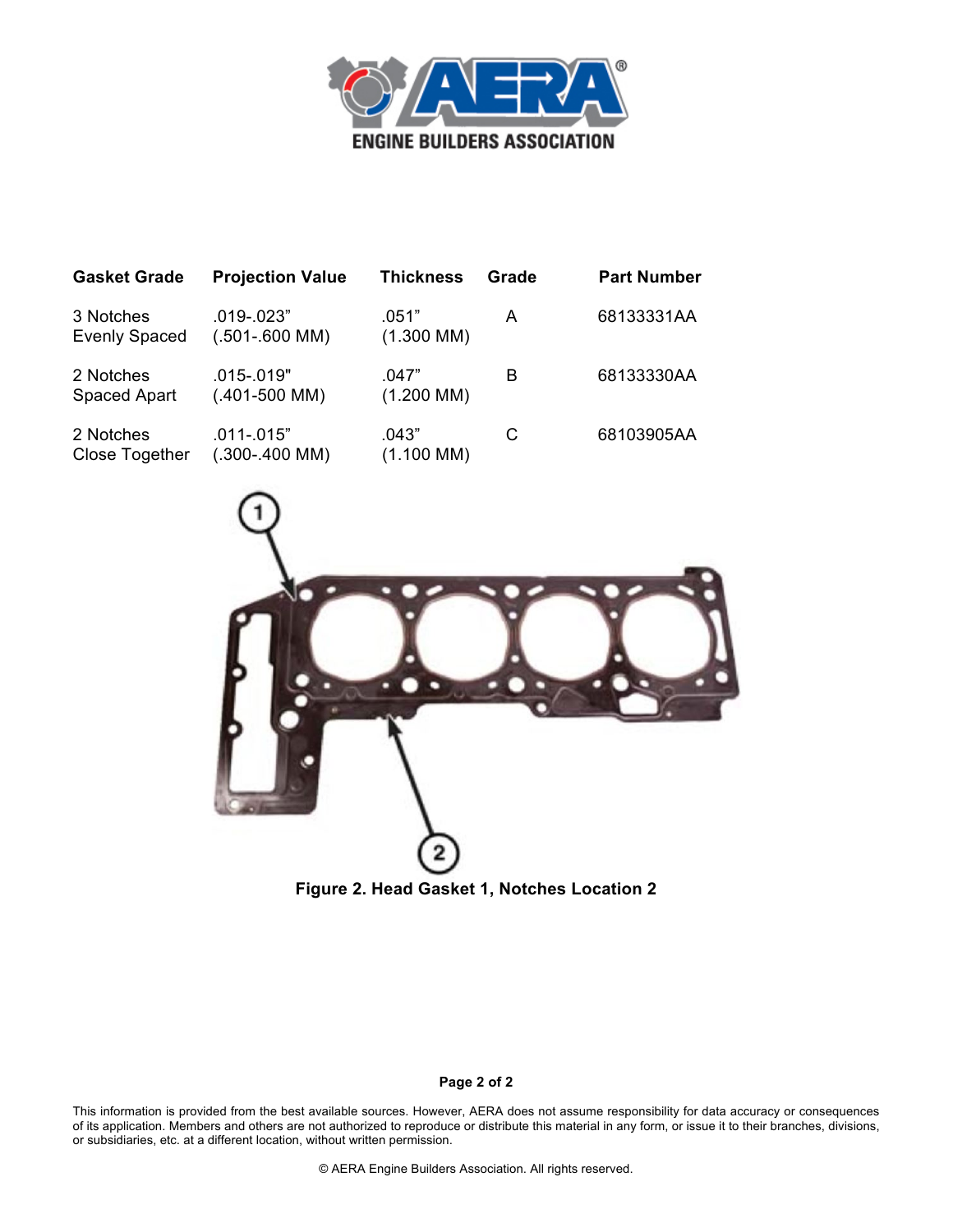| Gasket Grade | Projection Value | Thickness | Grade | Part Number |
|---|---|---|---|---|
| 3 Notches Evenly Spaced | .019-.023” (.501-.600 MM) | .051” (1.300 MM) | A | 68133331AA |
| 2 Notches Spaced Apart | .015-.019" (.401-500 MM) | .047” (1.200 MM) | B | 68133330AA |
| 2 Notches Close Together | .011-.015” (.300-.400 MM) | .043” (1.100 MM) | C | 68103905AA |

1

2

**Figure 2. Head Gasket 1, Notches Location 2**

This information is provided from the best available sources. However, AERA does not assume responsibility for data accuracy or consequences of its application. Members and others are not authorized to reproduce or distribute this material in any form, or issue it to their branches, divisions, or subsidiaries, etc. at a different location, without written permission.

© AERA Engine Builders Association. All rights reserved.